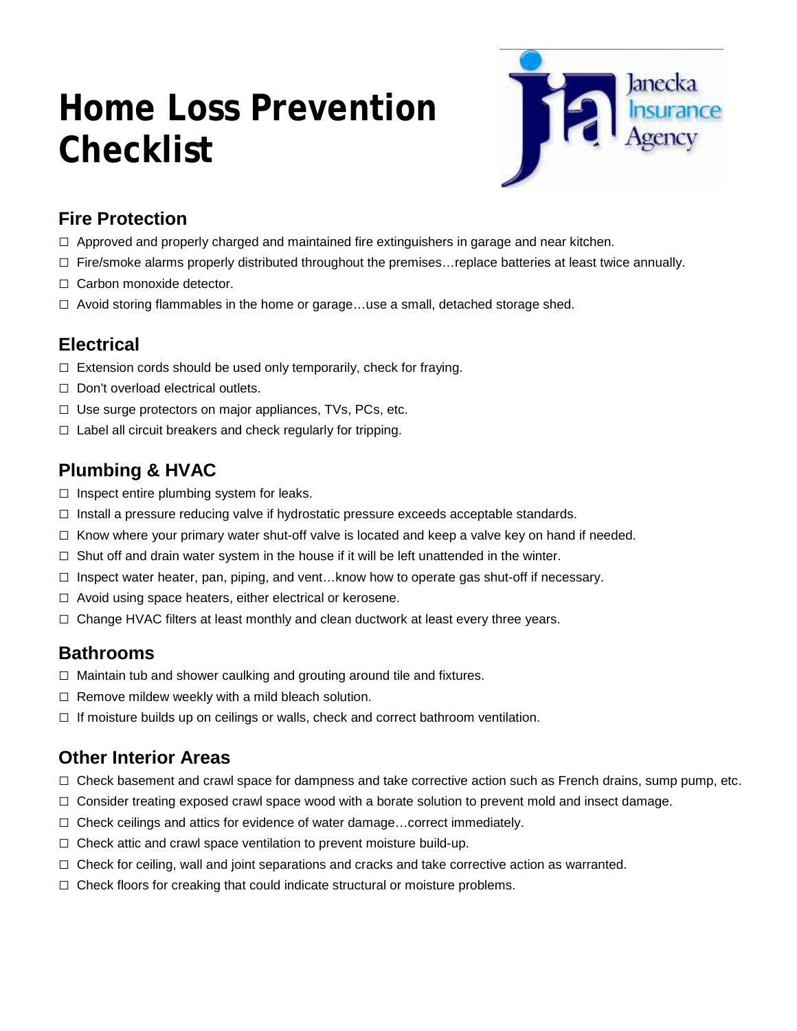# Home Loss Prevention Checklist

Janecka Insurance Agency

## Fire Protection

- ☐ Approved and properly charged and maintained fire extinguishers in garage and near kitchen.
- ☐ Fire/smoke alarms properly distributed throughout the premises…replace batteries at least twice annually.
- ☐ Carbon monoxide detector.
- ☐ Avoid storing flammables in the home or garage…use a small, detached storage shed.

## Electrical

- ☐ Extension cords should be used only temporarily, check for fraying.
- ☐ Don't overload electrical outlets.
- ☐ Use surge protectors on major appliances, TVs, PCs, etc.
- ☐ Label all circuit breakers and check regularly for tripping.

## Plumbing & HVAC

- ☐ Inspect entire plumbing system for leaks.
- ☐ Install a pressure reducing valve if hydrostatic pressure exceeds acceptable standards.
- ☐ Know where your primary water shut-off valve is located and keep a valve key on hand if needed.
- ☐ Shut off and drain water system in the house if it will be left unattended in the winter.
- ☐ Inspect water heater, pan, piping, and vent…know how to operate gas shut-off if necessary.
- ☐ Avoid using space heaters, either electrical or kerosene.
- ☐ Change HVAC filters at least monthly and clean ductwork at least every three years.

## Bathrooms

- ☐ Maintain tub and shower caulking and grouting around tile and fixtures.
- ☐ Remove mildew weekly with a mild bleach solution.
- ☐ If moisture builds up on ceilings or walls, check and correct bathroom ventilation.

## Other Interior Areas

- ☐ Check basement and crawl space for dampness and take corrective action such as French drains, sump pump, etc.
- ☐ Consider treating exposed crawl space wood with a borate solution to prevent mold and insect damage.
- ☐ Check ceilings and attics for evidence of water damage…correct immediately.
- ☐ Check attic and crawl space ventilation to prevent moisture build-up.
- ☐ Check for ceiling, wall and joint separations and cracks and take corrective action as warranted.
- ☐ Check floors for creaking that could indicate structural or moisture problems.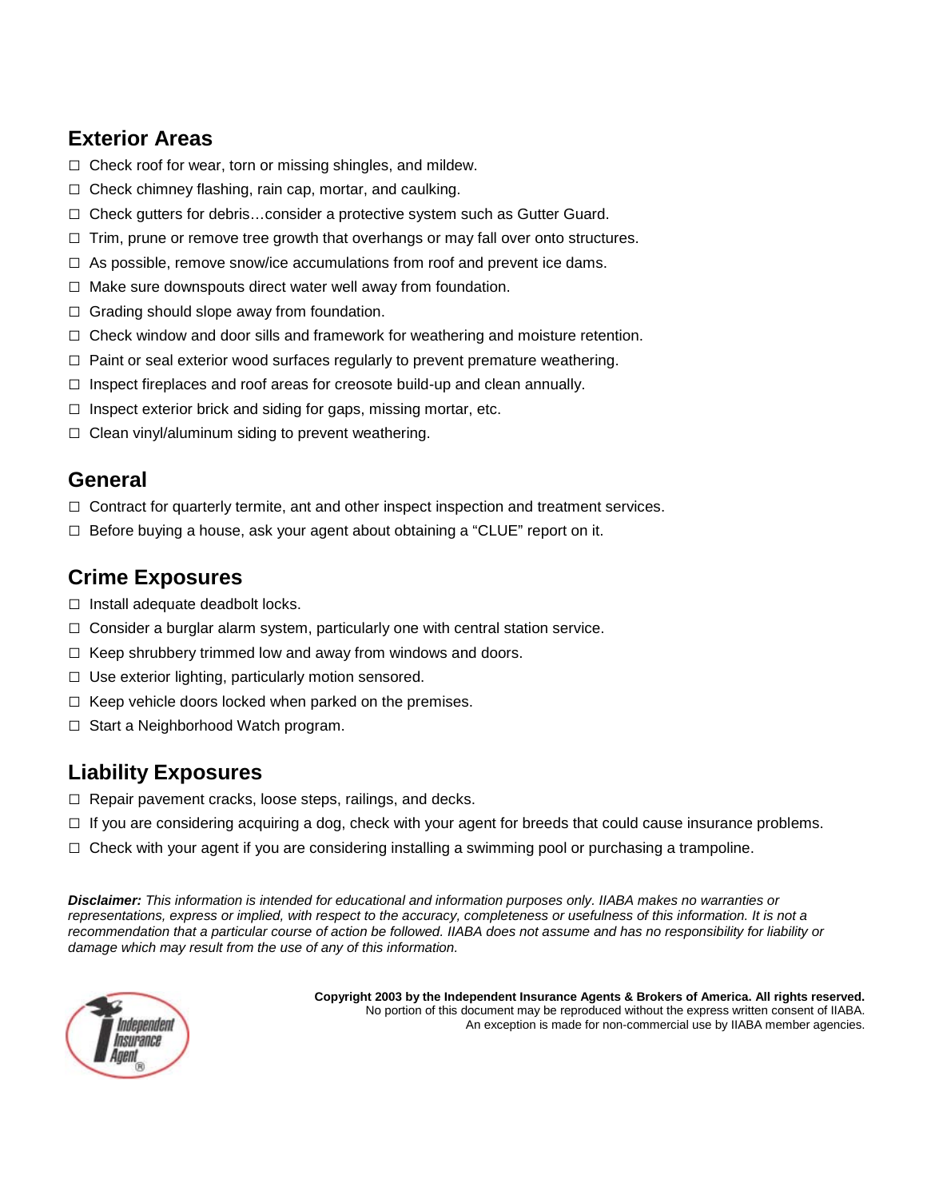## Exterior Areas

- ☐ Check roof for wear, torn or missing shingles, and mildew.
- ☐ Check chimney flashing, rain cap, mortar, and caulking.
- ☐ Check gutters for debris…consider a protective system such as Gutter Guard.
- ☐ Trim, prune or remove tree growth that overhangs or may fall over onto structures.
- ☐ As possible, remove snow/ice accumulations from roof and prevent ice dams.
- ☐ Make sure downspouts direct water well away from foundation.
- ☐ Grading should slope away from foundation.
- ☐ Check window and door sills and framework for weathering and moisture retention.
- ☐ Paint or seal exterior wood surfaces regularly to prevent premature weathering.
- ☐ Inspect fireplaces and roof areas for creosote build-up and clean annually.
- ☐ Inspect exterior brick and siding for gaps, missing mortar, etc.
- ☐ Clean vinyl/aluminum siding to prevent weathering.

## General

- ☐ Contract for quarterly termite, ant and other inspect inspection and treatment services.
- ☐ Before buying a house, ask your agent about obtaining a "CLUE" report on it.

## Crime Exposures

- ☐ Install adequate deadbolt locks.
- ☐ Consider a burglar alarm system, particularly one with central station service.
- ☐ Keep shrubbery trimmed low and away from windows and doors.
- ☐ Use exterior lighting, particularly motion sensored.
- ☐ Keep vehicle doors locked when parked on the premises.
- ☐ Start a Neighborhood Watch program.

## Liability Exposures

- ☐ Repair pavement cracks, loose steps, railings, and decks.
- ☐ If you are considering acquiring a dog, check with your agent for breeds that could cause insurance problems.
- ☐ Check with your agent if you are considering installing a swimming pool or purchasing a trampoline.

***Disclaimer:*** *This information is intended for educational and information purposes only. IIABA makes no warranties or representations, express or implied, with respect to the accuracy, completeness or usefulness of this information. It is not a recommendation that a particular course of action be followed. IIABA does not assume and has no responsibility for liability or damage which may result from the use of any of this information.*

Independent Insurance Agent®

**Copyright 2003 by the Independent Insurance Agents & Brokers of America. All rights reserved.**
No portion of this document may be reproduced without the express written consent of IIABA.
An exception is made for non-commercial use by IIABA member agencies.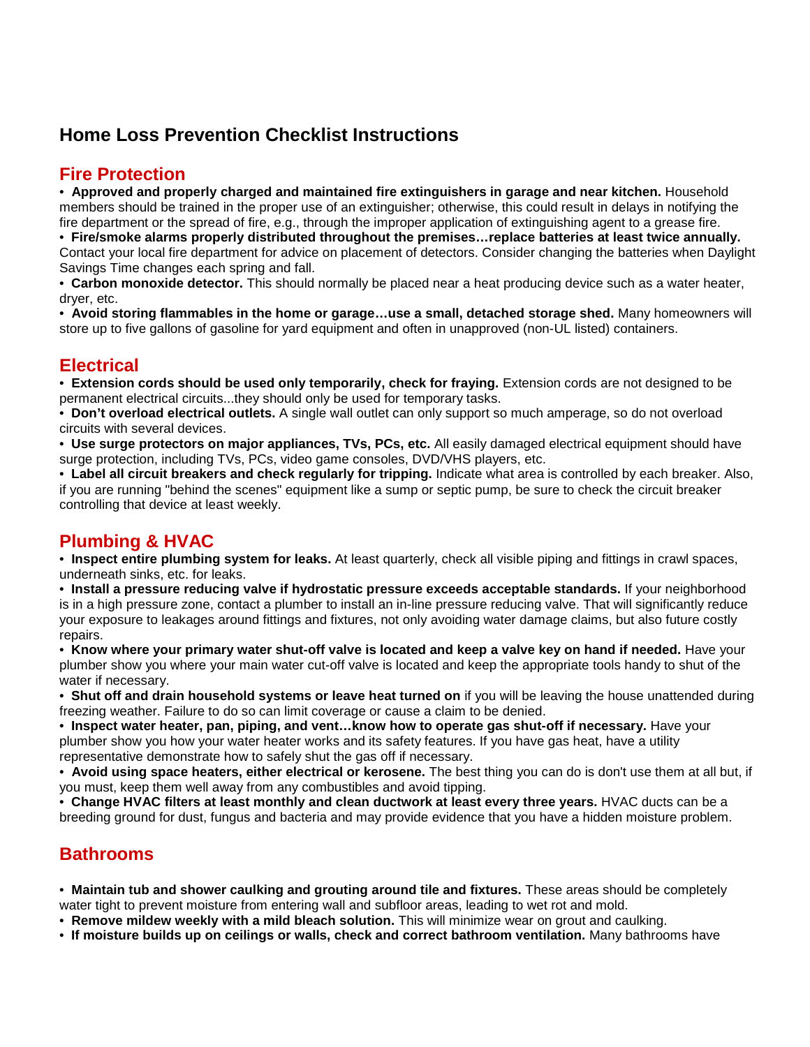# Home Loss Prevention Checklist Instructions

## Fire Protection

- **Approved and properly charged and maintained fire extinguishers in garage and near kitchen.** Household members should be trained in the proper use of an extinguisher; otherwise, this could result in delays in notifying the fire department or the spread of fire, e.g., through the improper application of extinguishing agent to a grease fire.
- **Fire/smoke alarms properly distributed throughout the premises…replace batteries at least twice annually.** Contact your local fire department for advice on placement of detectors. Consider changing the batteries when Daylight Savings Time changes each spring and fall.
- **Carbon monoxide detector.** This should normally be placed near a heat producing device such as a water heater, dryer, etc.
- **Avoid storing flammables in the home or garage…use a small, detached storage shed.** Many homeowners will store up to five gallons of gasoline for yard equipment and often in unapproved (non-UL listed) containers.

## Electrical

- **Extension cords should be used only temporarily, check for fraying.** Extension cords are not designed to be permanent electrical circuits...they should only be used for temporary tasks.
- **Don't overload electrical outlets.** A single wall outlet can only support so much amperage, so do not overload circuits with several devices.
- **Use surge protectors on major appliances, TVs, PCs, etc.** All easily damaged electrical equipment should have surge protection, including TVs, PCs, video game consoles, DVD/VHS players, etc.
- **Label all circuit breakers and check regularly for tripping.** Indicate what area is controlled by each breaker. Also, if you are running "behind the scenes" equipment like a sump or septic pump, be sure to check the circuit breaker controlling that device at least weekly.

## Plumbing & HVAC

- **Inspect entire plumbing system for leaks.** At least quarterly, check all visible piping and fittings in crawl spaces, underneath sinks, etc. for leaks.
- **Install a pressure reducing valve if hydrostatic pressure exceeds acceptable standards.** If your neighborhood is in a high pressure zone, contact a plumber to install an in-line pressure reducing valve. That will significantly reduce your exposure to leakages around fittings and fixtures, not only avoiding water damage claims, but also future costly repairs.
- **Know where your primary water shut-off valve is located and keep a valve key on hand if needed.** Have your plumber show you where your main water cut-off valve is located and keep the appropriate tools handy to shut of the water if necessary.
- **Shut off and drain household systems or leave heat turned on** if you will be leaving the house unattended during freezing weather. Failure to do so can limit coverage or cause a claim to be denied.
- **Inspect water heater, pan, piping, and vent…know how to operate gas shut-off if necessary.** Have your plumber show you how your water heater works and its safety features. If you have gas heat, have a utility representative demonstrate how to safely shut the gas off if necessary.
- **Avoid using space heaters, either electrical or kerosene.** The best thing you can do is don't use them at all but, if you must, keep them well away from any combustibles and avoid tipping.
- **Change HVAC filters at least monthly and clean ductwork at least every three years.** HVAC ducts can be a breeding ground for dust, fungus and bacteria and may provide evidence that you have a hidden moisture problem.

## Bathrooms

- **Maintain tub and shower caulking and grouting around tile and fixtures.** These areas should be completely water tight to prevent moisture from entering wall and subfloor areas, leading to wet rot and mold.
- **Remove mildew weekly with a mild bleach solution.** This will minimize wear on grout and caulking.
- **If moisture builds up on ceilings or walls, check and correct bathroom ventilation.** Many bathrooms have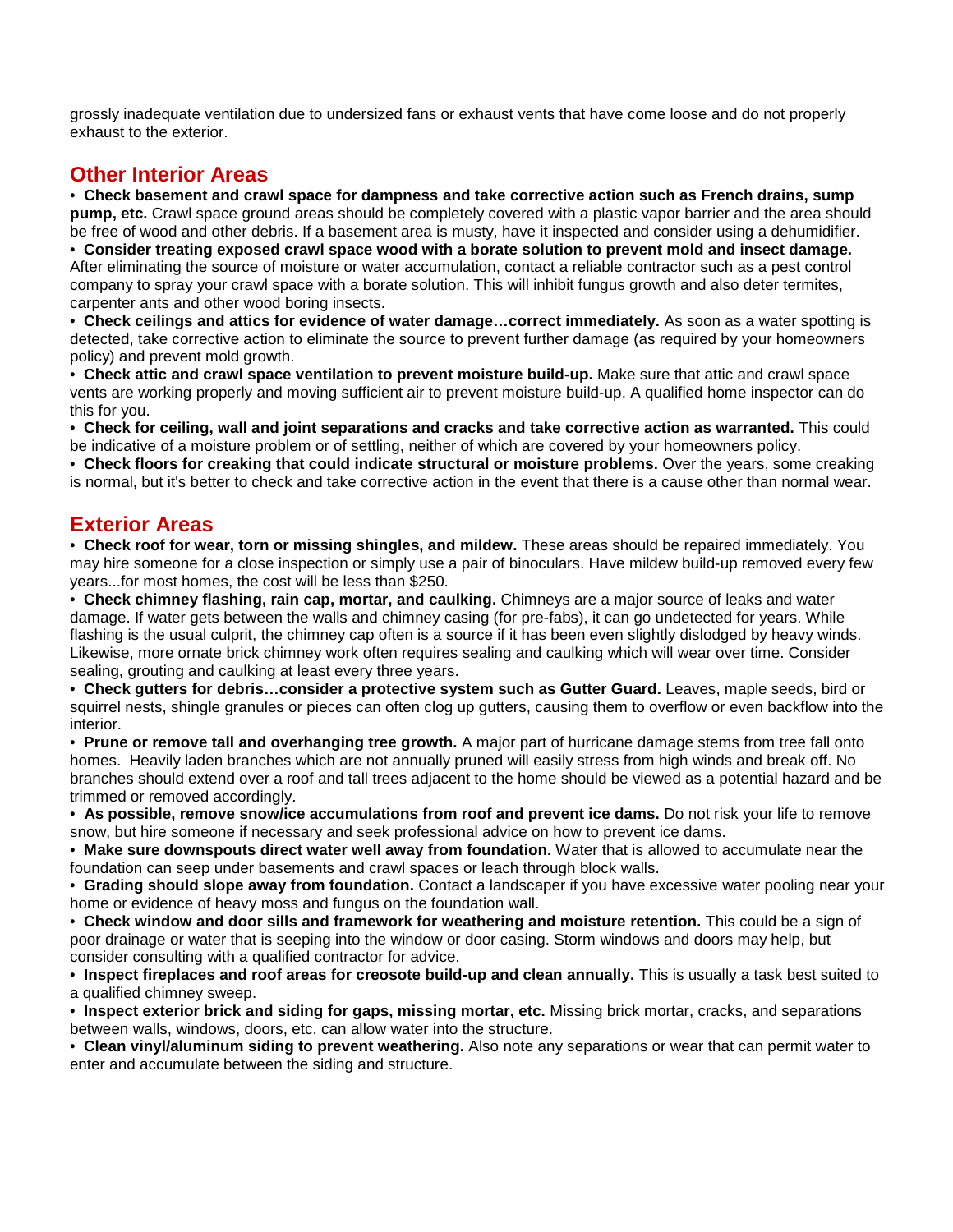grossly inadequate ventilation due to undersized fans or exhaust vents that have come loose and do not properly exhaust to the exterior.

## Other Interior Areas

- **Check basement and crawl space for dampness and take corrective action such as French drains, sump pump, etc.** Crawl space ground areas should be completely covered with a plastic vapor barrier and the area should be free of wood and other debris. If a basement area is musty, have it inspected and consider using a dehumidifier.
- **Consider treating exposed crawl space wood with a borate solution to prevent mold and insect damage.** After eliminating the source of moisture or water accumulation, contact a reliable contractor such as a pest control company to spray your crawl space with a borate solution. This will inhibit fungus growth and also deter termites, carpenter ants and other wood boring insects.
- **Check ceilings and attics for evidence of water damage…correct immediately.** As soon as a water spotting is detected, take corrective action to eliminate the source to prevent further damage (as required by your homeowners policy) and prevent mold growth.
- **Check attic and crawl space ventilation to prevent moisture build-up.** Make sure that attic and crawl space vents are working properly and moving sufficient air to prevent moisture build-up. A qualified home inspector can do this for you.
- **Check for ceiling, wall and joint separations and cracks and take corrective action as warranted.** This could be indicative of a moisture problem or of settling, neither of which are covered by your homeowners policy.
- **Check floors for creaking that could indicate structural or moisture problems.** Over the years, some creaking is normal, but it's better to check and take corrective action in the event that there is a cause other than normal wear.

## Exterior Areas

- **Check roof for wear, torn or missing shingles, and mildew.** These areas should be repaired immediately. You may hire someone for a close inspection or simply use a pair of binoculars. Have mildew build-up removed every few years...for most homes, the cost will be less than $250.
- **Check chimney flashing, rain cap, mortar, and caulking.** Chimneys are a major source of leaks and water damage. If water gets between the walls and chimney casing (for pre-fabs), it can go undetected for years. While flashing is the usual culprit, the chimney cap often is a source if it has been even slightly dislodged by heavy winds. Likewise, more ornate brick chimney work often requires sealing and caulking which will wear over time. Consider sealing, grouting and caulking at least every three years.
- **Check gutters for debris…consider a protective system such as Gutter Guard.** Leaves, maple seeds, bird or squirrel nests, shingle granules or pieces can often clog up gutters, causing them to overflow or even backflow into the interior.
- **Prune or remove tall and overhanging tree growth.** A major part of hurricane damage stems from tree fall onto homes. Heavily laden branches which are not annually pruned will easily stress from high winds and break off. No branches should extend over a roof and tall trees adjacent to the home should be viewed as a potential hazard and be trimmed or removed accordingly.
- **As possible, remove snow/ice accumulations from roof and prevent ice dams.** Do not risk your life to remove snow, but hire someone if necessary and seek professional advice on how to prevent ice dams.
- **Make sure downspouts direct water well away from foundation.** Water that is allowed to accumulate near the foundation can seep under basements and crawl spaces or leach through block walls.
- **Grading should slope away from foundation.** Contact a landscaper if you have excessive water pooling near your home or evidence of heavy moss and fungus on the foundation wall.
- **Check window and door sills and framework for weathering and moisture retention.** This could be a sign of poor drainage or water that is seeping into the window or door casing. Storm windows and doors may help, but consider consulting with a qualified contractor for advice.
- **Inspect fireplaces and roof areas for creosote build-up and clean annually.** This is usually a task best suited to a qualified chimney sweep.
- **Inspect exterior brick and siding for gaps, missing mortar, etc.** Missing brick mortar, cracks, and separations between walls, windows, doors, etc. can allow water into the structure.
- **Clean vinyl/aluminum siding to prevent weathering.** Also note any separations or wear that can permit water to enter and accumulate between the siding and structure.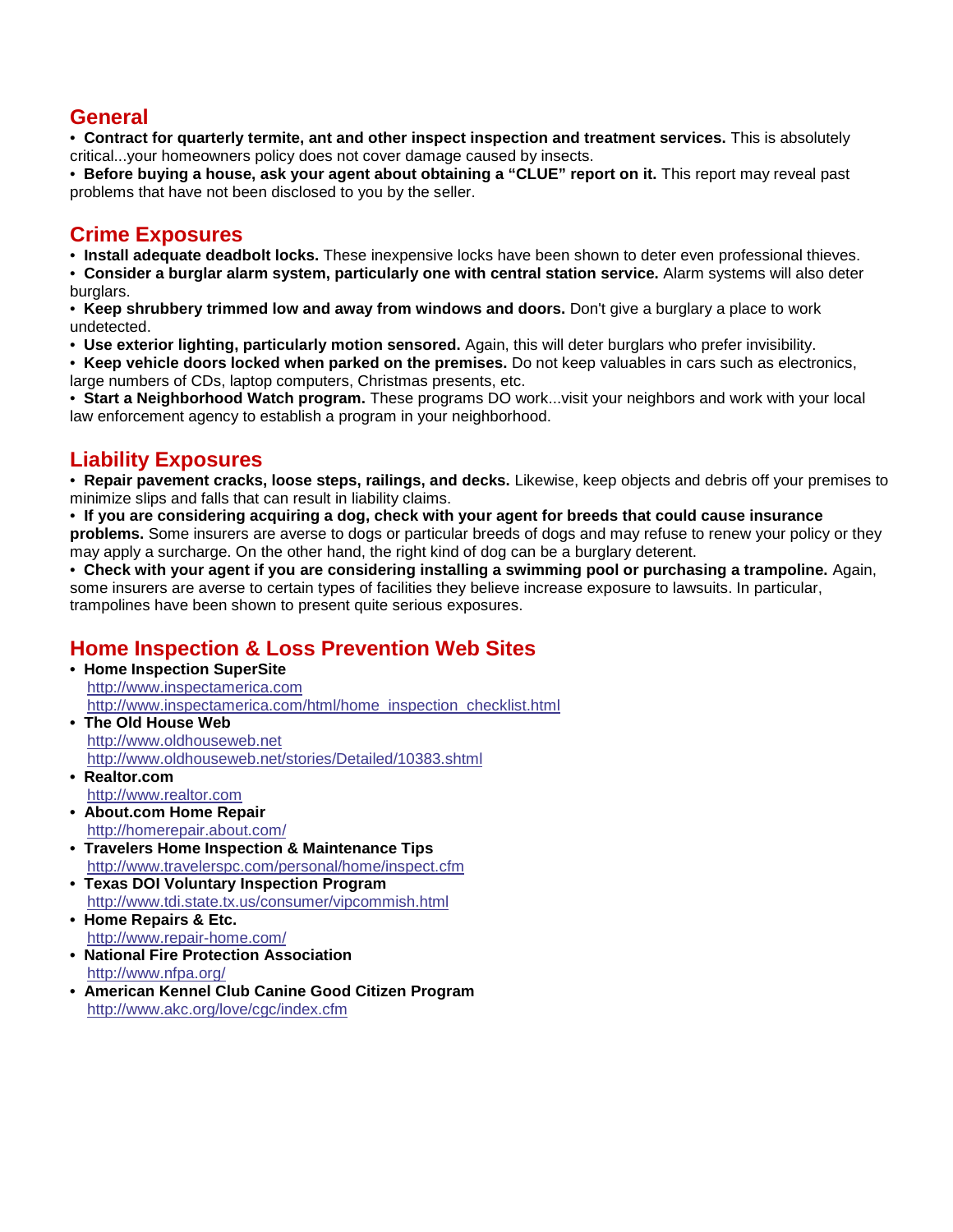## General

- **Contract for quarterly termite, ant and other inspect inspection and treatment services.** This is absolutely critical...your homeowners policy does not cover damage caused by insects.
- **Before buying a house, ask your agent about obtaining a "CLUE" report on it.** This report may reveal past problems that have not been disclosed to you by the seller.

## Crime Exposures

- **Install adequate deadbolt locks.** These inexpensive locks have been shown to deter even professional thieves.
- **Consider a burglar alarm system, particularly one with central station service.** Alarm systems will also deter burglars.
- **Keep shrubbery trimmed low and away from windows and doors.** Don't give a burglary a place to work undetected.
- **Use exterior lighting, particularly motion sensored.** Again, this will deter burglars who prefer invisibility.
- **Keep vehicle doors locked when parked on the premises.** Do not keep valuables in cars such as electronics, large numbers of CDs, laptop computers, Christmas presents, etc.
- **Start a Neighborhood Watch program.** These programs DO work...visit your neighbors and work with your local law enforcement agency to establish a program in your neighborhood.

## Liability Exposures

- **Repair pavement cracks, loose steps, railings, and decks.** Likewise, keep objects and debris off your premises to minimize slips and falls that can result in liability claims.
- **If you are considering acquiring a dog, check with your agent for breeds that could cause insurance problems.** Some insurers are averse to dogs or particular breeds of dogs and may refuse to renew your policy or they may apply a surcharge. On the other hand, the right kind of dog can be a burglary deterent.
- **Check with your agent if you are considering installing a swimming pool or purchasing a trampoline.** Again, some insurers are averse to certain types of facilities they believe increase exposure to lawsuits. In particular, trampolines have been shown to present quite serious exposures.

## Home Inspection & Loss Prevention Web Sites

- **Home Inspection SuperSite**
  http://www.inspectamerica.com
  http://www.inspectamerica.com/html/home_inspection_checklist.html
- **The Old House Web**
  http://www.oldhouseweb.net
  http://www.oldhouseweb.net/stories/Detailed/10383.shtml
- **Realtor.com**
  http://www.realtor.com
- **About.com Home Repair**
  http://homerepair.about.com/
- **Travelers Home Inspection & Maintenance Tips**
  http://www.travelerspc.com/personal/home/inspect.cfm
- **Texas DOI Voluntary Inspection Program**
  http://www.tdi.state.tx.us/consumer/vipcommish.html
- **Home Repairs & Etc.**
  http://www.repair-home.com/
- **National Fire Protection Association**
  http://www.nfpa.org/
- **American Kennel Club Canine Good Citizen Program**
  http://www.akc.org/love/cgc/index.cfm